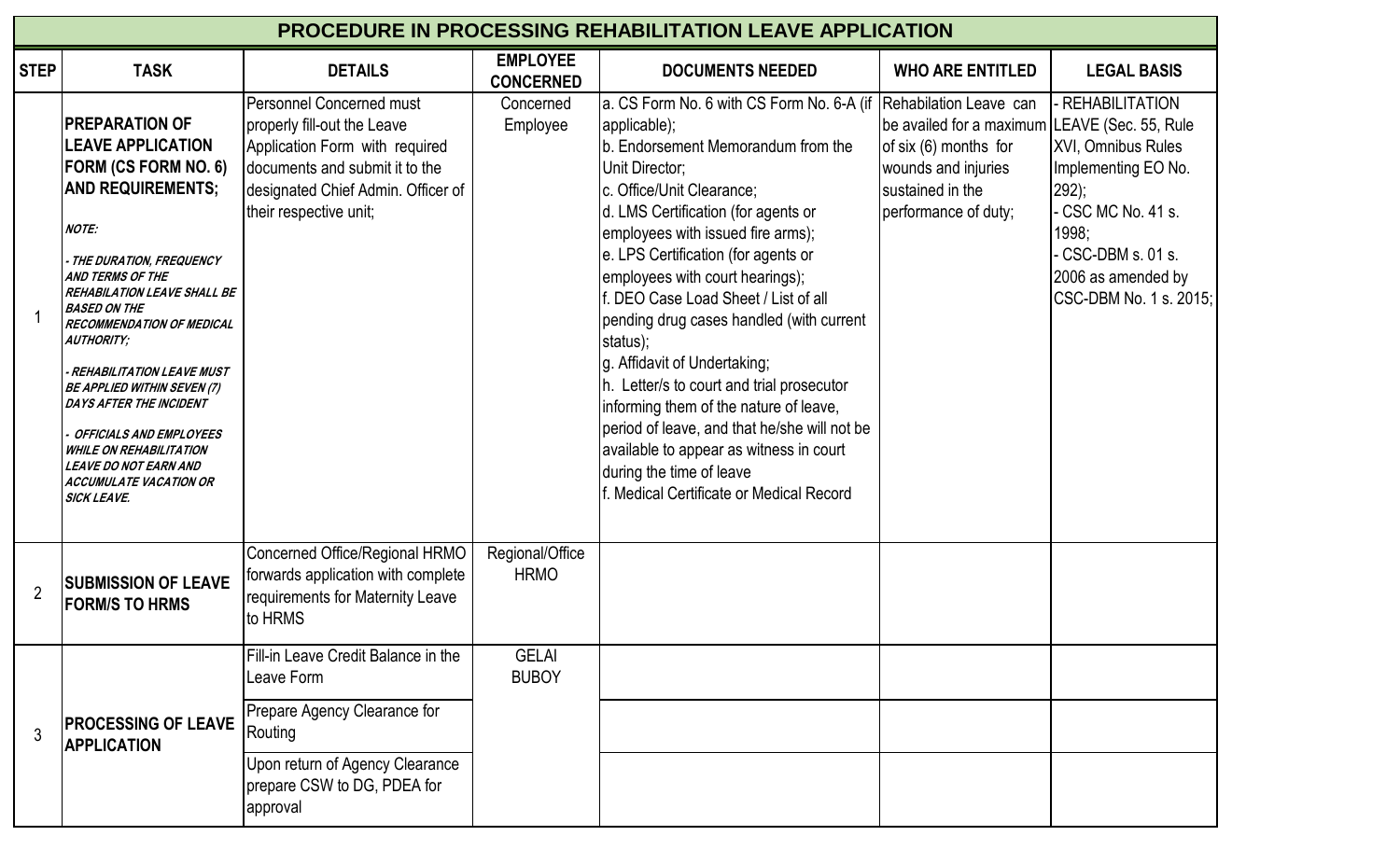# PROCEDURE IN PROCESSING REHABILITATION LEAVE APPLICATION

| STEP | TASK | DETAILS | EMPLOYEE CONCERNED | DOCUMENTS NEEDED | WHO ARE ENTITLED | LEGAL BASIS |
|---|---|---|---|---|---|---|
| 1 | **PREPARATION OF LEAVE APPLICATION FORM (CS FORM NO. 6) AND REQUIREMENTS;**<br><br>***NOTE:***<br><br>***- THE DURATION, FREQUENCY AND TERMS OF THE REHABILITATION LEAVE SHALL BE BASED ON THE RECOMMENDATION OF MEDICAL AUTHORITY;***<br><br>***- REHABILITATION LEAVE MUST BE APPLIED WITHIN SEVEN (7) DAYS AFTER THE INCIDENT***<br><br>***- OFFICIALS AND EMPLOYEES WHILE ON REHABILITATION LEAVE DO NOT EARN AND ACCUMULATE VACATION OR SICK LEAVE.*** | Personnel Concerned must properly fill-out the Leave Application Form with required documents and submit it to the designated Chief Admin. Officer of their respective unit; | Concerned Employee | a. CS Form No. 6 with CS Form No. 6-A (if applicable);<br>b. Endorsement Memorandum from the Unit Director;<br>c. Office/Unit Clearance;<br>d. LMS Certification (for agents or employees with issued fire arms);<br>e. LPS Certification (for agents or employees with court hearings);<br>f. DEO Case Load Sheet / List of all pending drug cases handled (with current status);<br>g. Affidavit of Undertaking;<br>h. Letter/s to court and trial prosecutor informing them of the nature of leave, period of leave, and that he/she will not be available to appear as witness in court during the time of leave<br>f. Medical Certificate or Medical Record | Rehabilation Leave can be availed for a maximum of six (6) months for wounds and injuries sustained in the performance of duty; | - REHABILITATION LEAVE (Sec. 55, Rule XVI, Omnibus Rules Implementing EO No. 292);<br>- CSC MC No. 41 s. 1998;<br>- CSC-DBM s. 01 s. 2006 as amended by CSC-DBM No. 1 s. 2015; |
| 2 | **SUBMISSION OF LEAVE FORM/S TO HRMS** | Concerned Office/Regional HRMO forwards application with complete requirements for Maternity Leave to HRMS | Regional/Office HRMO | | | |
| 3 | **PROCESSING OF LEAVE APPLICATION** | Fill-in Leave Credit Balance in the Leave Form | GELAI<br>BUBOY | | | |
| | | Prepare Agency Clearance for Routing | | | | |
| | | Upon return of Agency Clearance prepare CSW to DG, PDEA for approval | | | | |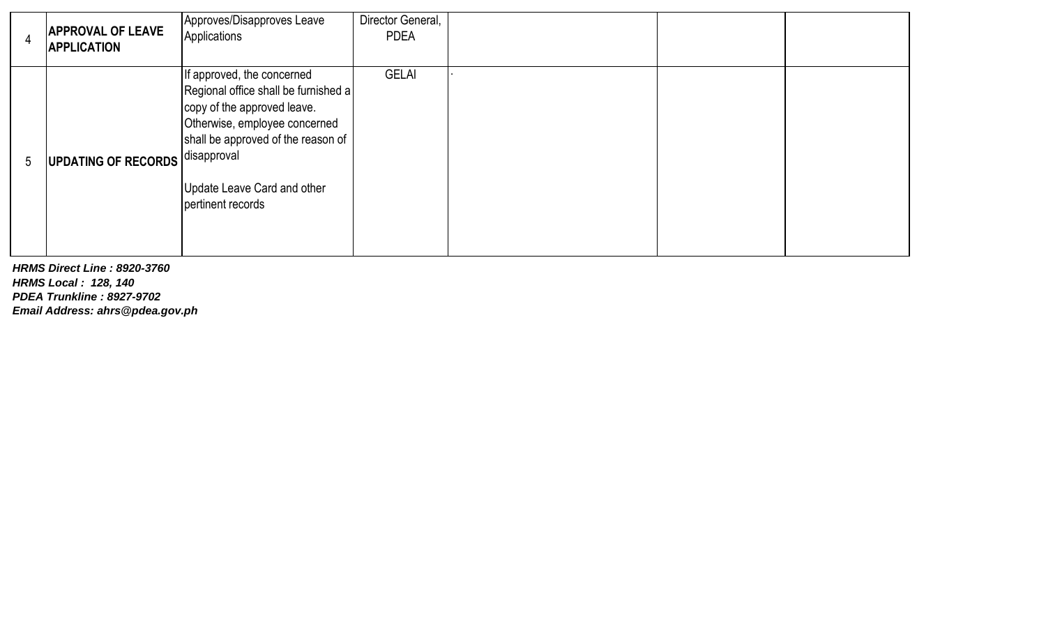| | | | | | | |
|---|---|---|---|---|---|---|
| 4 | **APPROVAL OF LEAVE APPLICATION** | Approves/Disapproves Leave Applications | Director General, PDEA | | | |
| 5 | **UPDATING OF RECORDS** | If approved, the concerned Regional office shall be furnished a copy of the approved leave. Otherwise, employee concerned shall be approved of the reason of disapproval<br><br>Update Leave Card and other pertinent records | GELAI | . | | |

***HRMS Direct Line : 8920-3760***
***HRMS Local : 128, 140***
***PDEA Trunkline : 8927-9702***
***Email Address: ahrs@pdea.gov.ph***